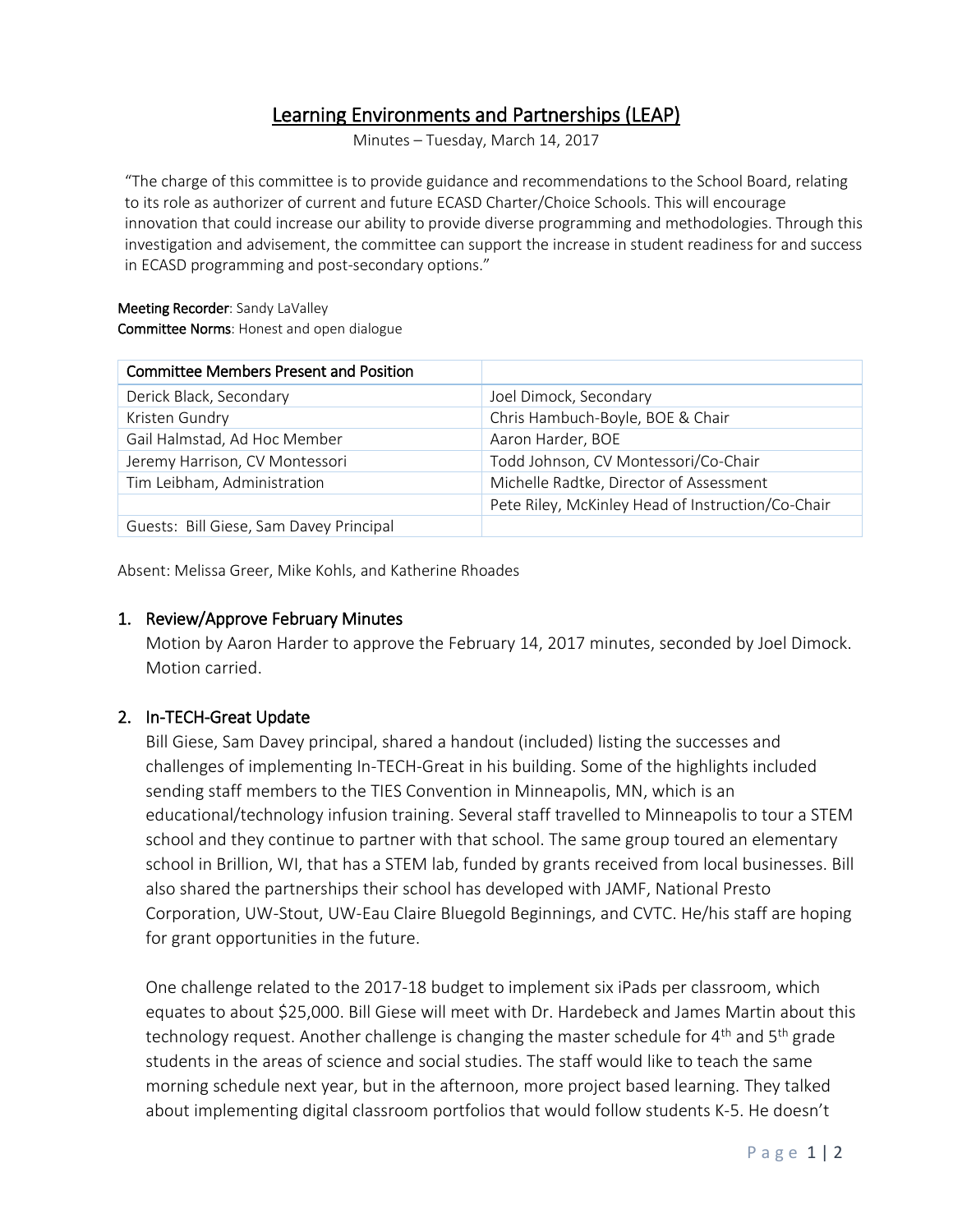# Learning Environments and Partnerships (LEAP)

Minutes – Tuesday, March 14, 2017

"The charge of this committee is to provide guidance and recommendations to the School Board, relating to its role as authorizer of current and future ECASD Charter/Choice Schools. This will encourage innovation that could increase our ability to provide diverse programming and methodologies. Through this investigation and advisement, the committee can support the increase in student readiness for and success in ECASD programming and post-secondary options."

**Meeting Recorder**: Sandy LaValley
**Committee Norms**: Honest and open dialogue

| Committee Members Present and Position | |
|---|---|
| Derick Black, Secondary | Joel Dimock, Secondary |
| Kristen Gundry | Chris Hambuch-Boyle, BOE & Chair |
| Gail Halmstad, Ad Hoc Member | Aaron Harder, BOE |
| Jeremy Harrison, CV Montessori | Todd Johnson, CV Montessori/Co-Chair |
| Tim Leibham, Administration | Michelle Radtke, Director of Assessment |
| | Pete Riley, McKinley Head of Instruction/Co-Chair |
| Guests: Bill Giese, Sam Davey Principal | |

Absent: Melissa Greer, Mike Kohls, and Katherine Rhoades

## 1. Review/Approve February Minutes

Motion by Aaron Harder to approve the February 14, 2017 minutes, seconded by Joel Dimock. Motion carried.

## 2. In-TECH-Great Update

Bill Giese, Sam Davey principal, shared a handout (included) listing the successes and challenges of implementing In-TECH-Great in his building. Some of the highlights included sending staff members to the TIES Convention in Minneapolis, MN, which is an educational/technology infusion training. Several staff travelled to Minneapolis to tour a STEM school and they continue to partner with that school. The same group toured an elementary school in Brillion, WI, that has a STEM lab, funded by grants received from local businesses. Bill also shared the partnerships their school has developed with JAMF, National Presto Corporation, UW-Stout, UW-Eau Claire Bluegold Beginnings, and CVTC. He/his staff are hoping for grant opportunities in the future.

One challenge related to the 2017-18 budget to implement six iPads per classroom, which equates to about $25,000. Bill Giese will meet with Dr. Hardebeck and James Martin about this technology request. Another challenge is changing the master schedule for 4th and 5th grade students in the areas of science and social studies. The staff would like to teach the same morning schedule next year, but in the afternoon, more project based learning. They talked about implementing digital classroom portfolios that would follow students K-5. He doesn't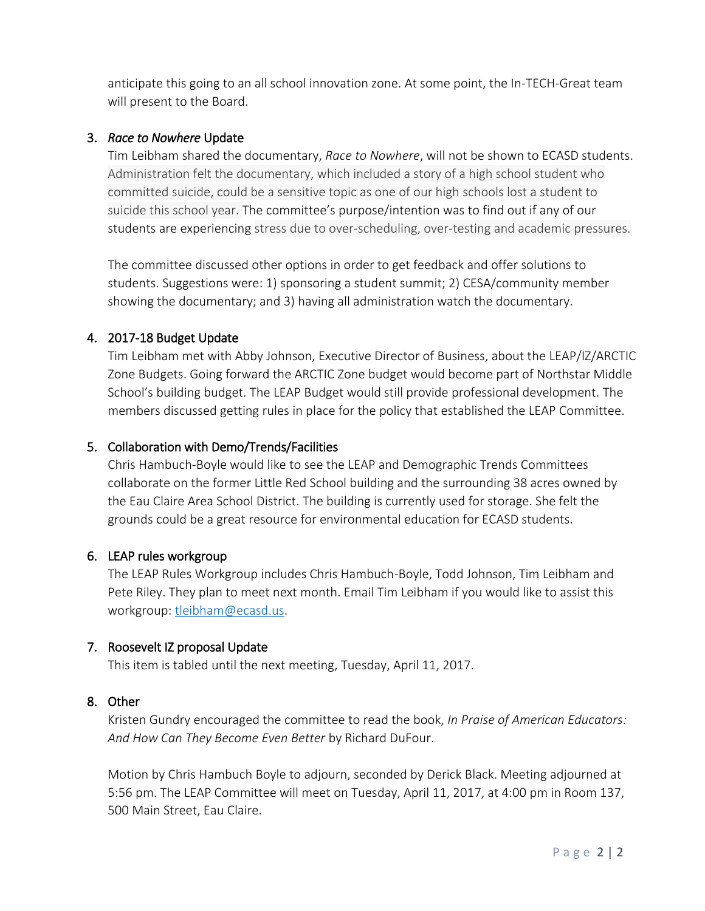anticipate this going to an all school innovation zone. At some point, the In-TECH-Great team will present to the Board.

3. *Race to Nowhere* Update

   Tim Leibham shared the documentary, *Race to Nowhere*, will not be shown to ECASD students. Administration felt the documentary, which included a story of a high school student who committed suicide, could be a sensitive topic as one of our high schools lost a student to suicide this school year. The committee's purpose/intention was to find out if any of our students are experiencing stress due to over-scheduling, over-testing and academic pressures.

   The committee discussed other options in order to get feedback and offer solutions to students. Suggestions were: 1) sponsoring a student summit; 2) CESA/community member showing the documentary; and 3) having all administration watch the documentary.

4. 2017-18 Budget Update

   Tim Leibham met with Abby Johnson, Executive Director of Business, about the LEAP/IZ/ARCTIC Zone Budgets. Going forward the ARCTIC Zone budget would become part of Northstar Middle School's building budget. The LEAP Budget would still provide professional development. The members discussed getting rules in place for the policy that established the LEAP Committee.

5. Collaboration with Demo/Trends/Facilities

   Chris Hambuch-Boyle would like to see the LEAP and Demographic Trends Committees collaborate on the former Little Red School building and the surrounding 38 acres owned by the Eau Claire Area School District. The building is currently used for storage. She felt the grounds could be a great resource for environmental education for ECASD students.

6. LEAP rules workgroup

   The LEAP Rules Workgroup includes Chris Hambuch-Boyle, Todd Johnson, Tim Leibham and Pete Riley. They plan to meet next month. Email Tim Leibham if you would like to assist this workgroup: tleibham@ecasd.us.

7. Roosevelt IZ proposal Update

   This item is tabled until the next meeting, Tuesday, April 11, 2017.

8. Other

   Kristen Gundry encouraged the committee to read the book, *In Praise of American Educators: And How Can They Become Even Better* by Richard DuFour.

   Motion by Chris Hambuch Boyle to adjourn, seconded by Derick Black. Meeting adjourned at 5:56 pm. The LEAP Committee will meet on Tuesday, April 11, 2017, at 4:00 pm in Room 137, 500 Main Street, Eau Claire.